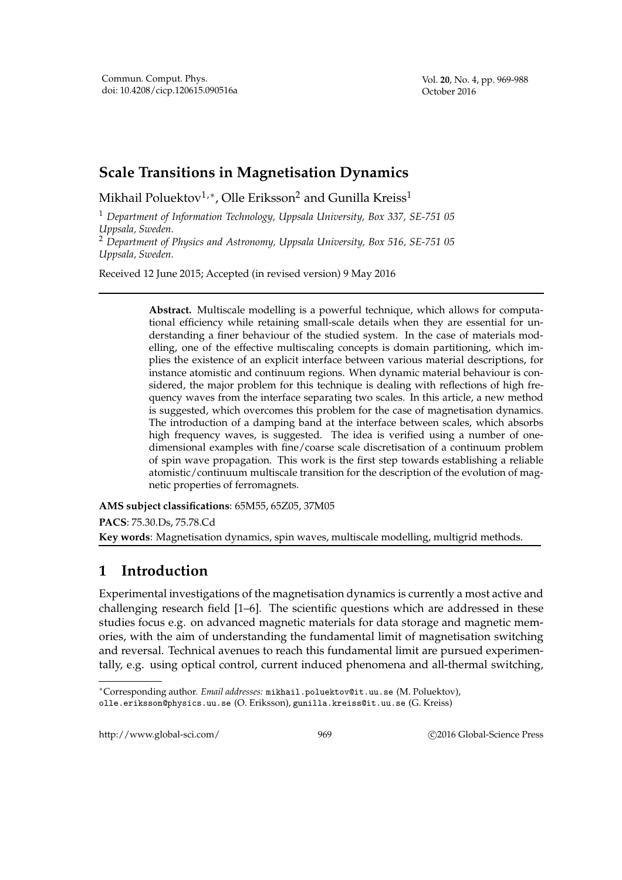# Scale Transitions in Magnetisation Dynamics

Mikhail Poluektov[1,*], Olle Eriksson[2] and Gunilla Kreiss[1]

[1] *Department of Information Technology, Uppsala University, Box 337, SE-751 05 Uppsala, Sweden.*

[2] *Department of Physics and Astronomy, Uppsala University, Box 516, SE-751 05 Uppsala, Sweden.*

Received 12 June 2015; Accepted (in revised version) 9 May 2016

---

> **Abstract.** Multiscale modelling is a powerful technique, which allows for computational efficiency while retaining small-scale details when they are essential for understanding a finer behaviour of the studied system. In the case of materials modelling, one of the effective multiscaling concepts is domain partitioning, which implies the existence of an explicit interface between various material descriptions, for instance atomistic and continuum regions. When dynamic material behaviour is considered, the major problem for this technique is dealing with reflections of high frequency waves from the interface separating two scales. In this article, a new method is suggested, which overcomes this problem for the case of magnetisation dynamics. The introduction of a damping band at the interface between scales, which absorbs high frequency waves, is suggested. The idea is verified using a number of one-dimensional examples with fine/coarse scale discretisation of a continuum problem of spin wave propagation. This work is the first step towards establishing a reliable atomistic/continuum multiscale transition for the description of the evolution of magnetic properties of ferromagnets.

**AMS subject classifications**: 65M55, 65Z05, 37M05

**PACS**: 75.30.Ds, 75.78.Cd

**Key words**: Magnetisation dynamics, spin waves, multiscale modelling, multigrid methods.

---

## 1 Introduction

Experimental investigations of the magnetisation dynamics is currently a most active and challenging research field [1–6]. The scientific questions which are addressed in these studies focus e.g. on advanced magnetic materials for data storage and magnetic memories, with the aim of understanding the fundamental limit of magnetisation switching and reversal. Technical avenues to reach this fundamental limit are pursued experimentally, e.g. using optical control, current induced phenomena and all-thermal switching,

---

*Corresponding author. *Email addresses:* mikhail.poluektov@it.uu.se (M. Poluektov), olle.eriksson@physics.uu.se (O. Eriksson), gunilla.kreiss@it.uu.se (G. Kreiss)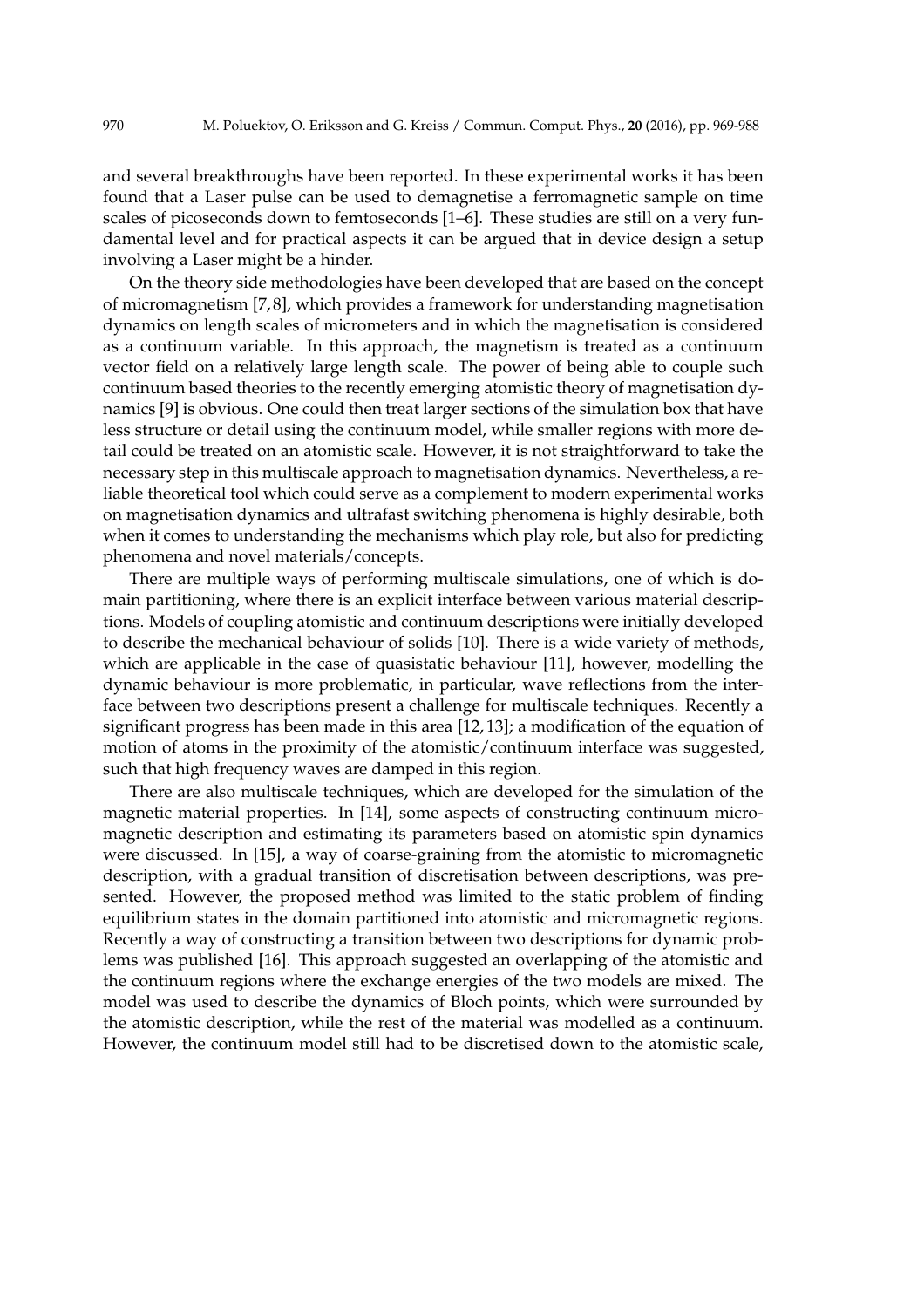and several breakthroughs have been reported. In these experimental works it has been found that a Laser pulse can be used to demagnetise a ferromagnetic sample on time scales of picoseconds down to femtoseconds [1–6]. These studies are still on a very fundamental level and for practical aspects it can be argued that in device design a setup involving a Laser might be a hinder.

On the theory side methodologies have been developed that are based on the concept of micromagnetism [7,8], which provides a framework for understanding magnetisation dynamics on length scales of micrometers and in which the magnetisation is considered as a continuum variable. In this approach, the magnetism is treated as a continuum vector field on a relatively large length scale. The power of being able to couple such continuum based theories to the recently emerging atomistic theory of magnetisation dynamics [9] is obvious. One could then treat larger sections of the simulation box that have less structure or detail using the continuum model, while smaller regions with more detail could be treated on an atomistic scale. However, it is not straightforward to take the necessary step in this multiscale approach to magnetisation dynamics. Nevertheless, a reliable theoretical tool which could serve as a complement to modern experimental works on magnetisation dynamics and ultrafast switching phenomena is highly desirable, both when it comes to understanding the mechanisms which play role, but also for predicting phenomena and novel materials/concepts.

There are multiple ways of performing multiscale simulations, one of which is domain partitioning, where there is an explicit interface between various material descriptions. Models of coupling atomistic and continuum descriptions were initially developed to describe the mechanical behaviour of solids [10]. There is a wide variety of methods, which are applicable in the case of quasistatic behaviour [11], however, modelling the dynamic behaviour is more problematic, in particular, wave reflections from the interface between two descriptions present a challenge for multiscale techniques. Recently a significant progress has been made in this area [12,13]; a modification of the equation of motion of atoms in the proximity of the atomistic/continuum interface was suggested, such that high frequency waves are damped in this region.

There are also multiscale techniques, which are developed for the simulation of the magnetic material properties. In [14], some aspects of constructing continuum micromagnetic description and estimating its parameters based on atomistic spin dynamics were discussed. In [15], a way of coarse-graining from the atomistic to micromagnetic description, with a gradual transition of discretisation between descriptions, was presented. However, the proposed method was limited to the static problem of finding equilibrium states in the domain partitioned into atomistic and micromagnetic regions. Recently a way of constructing a transition between two descriptions for dynamic problems was published [16]. This approach suggested an overlapping of the atomistic and the continuum regions where the exchange energies of the two models are mixed. The model was used to describe the dynamics of Bloch points, which were surrounded by the atomistic description, while the rest of the material was modelled as a continuum. However, the continuum model still had to be discretised down to the atomistic scale,